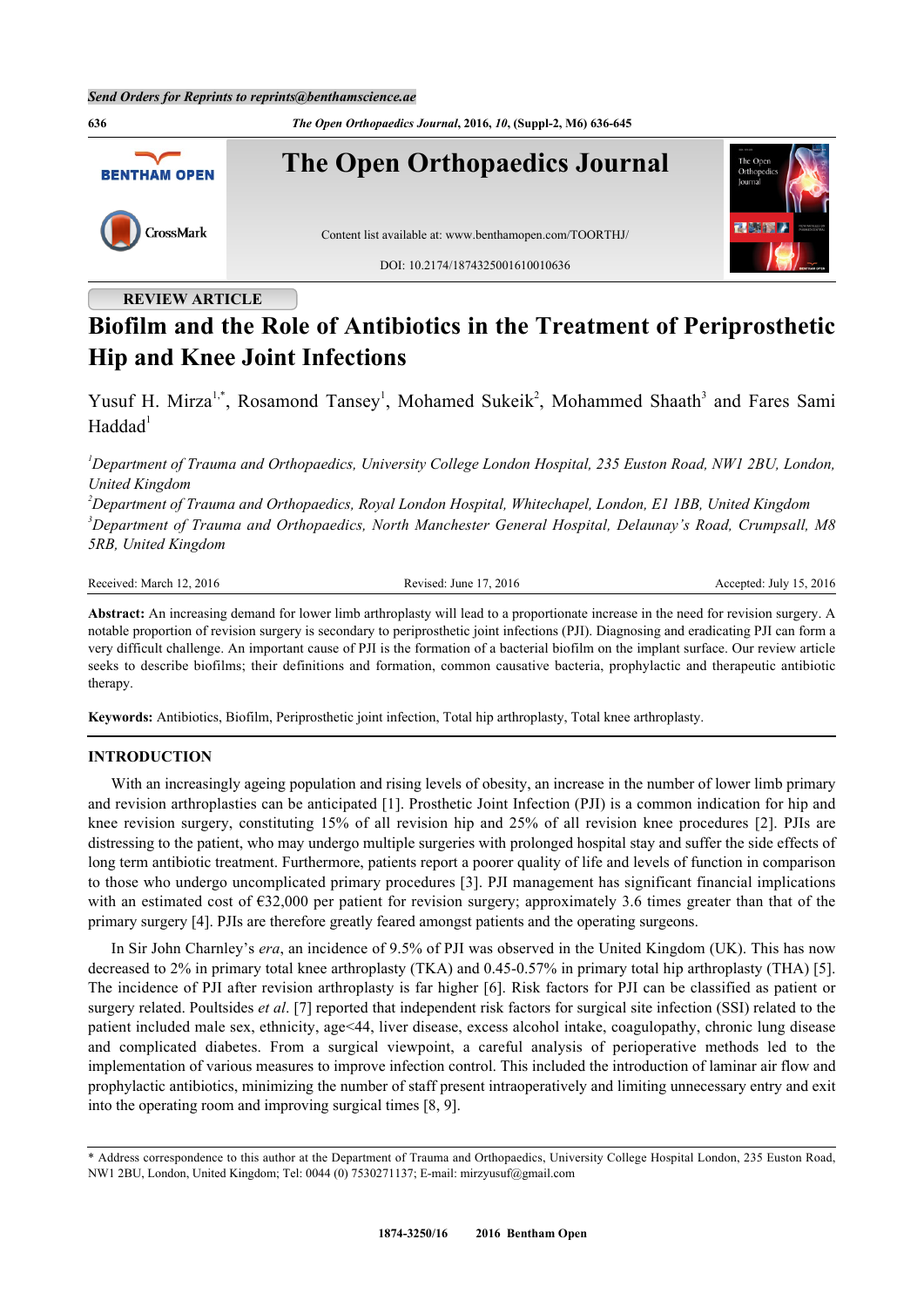REVIEW ARTICLE

# Biofilm and the Role of Antibiotics in the Treatment of Periprosthetic Hip and Knee Joint Infections

Yusuf H. Mirza[1,*], Rosamond Tansey[1], Mohamed Sukeik[2], Mohammed Shaath[3] and Fares Sami Haddad[1]

[1]*Department of Trauma and Orthopaedics, University College London Hospital, 235 Euston Road, NW1 2BU, London, United Kingdom*
[2]*Department of Trauma and Orthopaedics, Royal London Hospital, Whitechapel, London, E1 1BB, United Kingdom*
[3]*Department of Trauma and Orthopaedics, North Manchester General Hospital, Delaunay's Road, Crumpsall, M8 5RB, United Kingdom*

Received: March 12, 2016 | Revised: June 17, 2016 | Accepted: July 15, 2016

**Abstract:** An increasing demand for lower limb arthroplasty will lead to a proportionate increase in the need for revision surgery. A notable proportion of revision surgery is secondary to periprosthetic joint infections (PJI). Diagnosing and eradicating PJI can form a very difficult challenge. An important cause of PJI is the formation of a bacterial biofilm on the implant surface. Our review article seeks to describe biofilms; their definitions and formation, common causative bacteria, prophylactic and therapeutic antibiotic therapy.

**Keywords:** Antibiotics, Biofilm, Periprosthetic joint infection, Total hip arthroplasty, Total knee arthroplasty.

## INTRODUCTION

With an increasingly ageing population and rising levels of obesity, an increase in the number of lower limb primary and revision arthroplasties can be anticipated [1]. Prosthetic Joint Infection (PJI) is a common indication for hip and knee revision surgery, constituting 15% of all revision hip and 25% of all revision knee procedures [2]. PJIs are distressing to the patient, who may undergo multiple surgeries with prolonged hospital stay and suffer the side effects of long term antibiotic treatment. Furthermore, patients report a poorer quality of life and levels of function in comparison to those who undergo uncomplicated primary procedures [3]. PJI management has significant financial implications with an estimated cost of €32,000 per patient for revision surgery; approximately 3.6 times greater than that of the primary surgery [4]. PJIs are therefore greatly feared amongst patients and the operating surgeons.

In Sir John Charnley's *era*, an incidence of 9.5% of PJI was observed in the United Kingdom (UK). This has now decreased to 2% in primary total knee arthroplasty (TKA) and 0.45-0.57% in primary total hip arthroplasty (THA) [5]. The incidence of PJI after revision arthroplasty is far higher [6]. Risk factors for PJI can be classified as patient or surgery related. Poultsides *et al*. [7] reported that independent risk factors for surgical site infection (SSI) related to the patient included male sex, ethnicity, age<44, liver disease, excess alcohol intake, coagulopathy, chronic lung disease and complicated diabetes. From a surgical viewpoint, a careful analysis of perioperative methods led to the implementation of various measures to improve infection control. This included the introduction of laminar air flow and prophylactic antibiotics, minimizing the number of staff present intraoperatively and limiting unnecessary entry and exit into the operating room and improving surgical times [8, 9].

* Address correspondence to this author at the Department of Trauma and Orthopaedics, University College Hospital London, 235 Euston Road, NW1 2BU, London, United Kingdom; Tel: 0044 (0) 7530271137; E-mail: mirzyusuf@gmail.com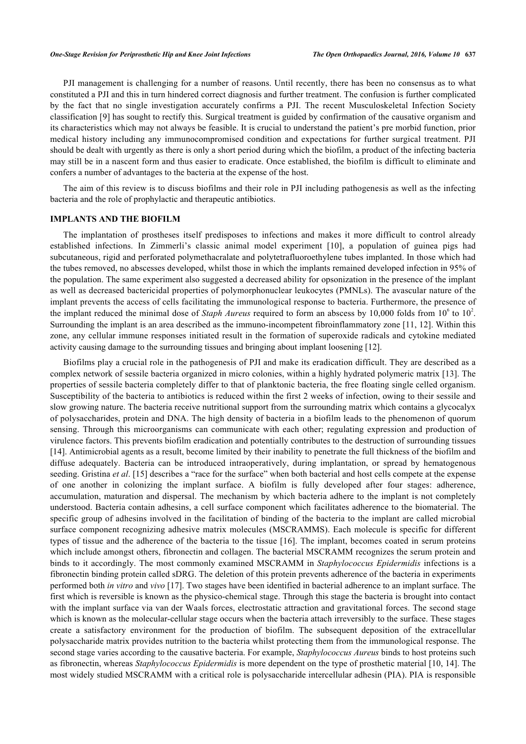PJI management is challenging for a number of reasons. Until recently, there has been no consensus as to what constituted a PJI and this in turn hindered correct diagnosis and further treatment. The confusion is further complicated by the fact that no single investigation accurately confirms a PJI. The recent Musculoskeletal Infection Society classification [9] has sought to rectify this. Surgical treatment is guided by confirmation of the causative organism and its characteristics which may not always be feasible. It is crucial to understand the patient's pre morbid function, prior medical history including any immunocompromised condition and expectations for further surgical treatment. PJI should be dealt with urgently as there is only a short period during which the biofilm, a product of the infecting bacteria may still be in a nascent form and thus easier to eradicate. Once established, the biofilm is difficult to eliminate and confers a number of advantages to the bacteria at the expense of the host.

The aim of this review is to discuss biofilms and their role in PJI including pathogenesis as well as the infecting bacteria and the role of prophylactic and therapeutic antibiotics.

## IMPLANTS AND THE BIOFILM

The implantation of prostheses itself predisposes to infections and makes it more difficult to control already established infections. In Zimmerli's classic animal model experiment [10], a population of guinea pigs had subcutaneous, rigid and perforated polymethacralate and polytetrafluoroethylene tubes implanted. In those which had the tubes removed, no abscesses developed, whilst those in which the implants remained developed infection in 95% of the population. The same experiment also suggested a decreased ability for opsonization in the presence of the implant as well as decreased bactericidal properties of polymorphonuclear leukocytes (PMNLs). The avascular nature of the implant prevents the access of cells facilitating the immunological response to bacteria. Furthermore, the presence of the implant reduced the minimal dose of *Staph Aureus* required to form an abscess by 10,000 folds from $10^6$ to $10^2$. Surrounding the implant is an area described as the immuno-incompetent fibroinflammatory zone [11, 12]. Within this zone, any cellular immune responses initiated result in the formation of superoxide radicals and cytokine mediated activity causing damage to the surrounding tissues and bringing about implant loosening [12].

Biofilms play a crucial role in the pathogenesis of PJI and make its eradication difficult. They are described as a complex network of sessile bacteria organized in micro colonies, within a highly hydrated polymeric matrix [13]. The properties of sessile bacteria completely differ to that of planktonic bacteria, the free floating single celled organism. Susceptibility of the bacteria to antibiotics is reduced within the first 2 weeks of infection, owing to their sessile and slow growing nature. The bacteria receive nutritional support from the surrounding matrix which contains a glycocalyx of polysaccharides, protein and DNA. The high density of bacteria in a biofilm leads to the phenomenon of quorum sensing. Through this microorganisms can communicate with each other; regulating expression and production of virulence factors. This prevents biofilm eradication and potentially contributes to the destruction of surrounding tissues [14]. Antimicrobial agents as a result, become limited by their inability to penetrate the full thickness of the biofilm and diffuse adequately. Bacteria can be introduced intraoperatively, during implantation, or spread by hematogenous seeding. Gristina *et al*. [15] describes a "race for the surface" when both bacterial and host cells compete at the expense of one another in colonizing the implant surface. A biofilm is fully developed after four stages: adherence, accumulation, maturation and dispersal. The mechanism by which bacteria adhere to the implant is not completely understood. Bacteria contain adhesins, a cell surface component which facilitates adherence to the biomaterial. The specific group of adhesins involved in the facilitation of binding of the bacteria to the implant are called microbial surface component recognizing adhesive matrix molecules (MSCRAMMS). Each molecule is specific for different types of tissue and the adherence of the bacteria to the tissue [16]. The implant, becomes coated in serum proteins which include amongst others, fibronectin and collagen. The bacterial MSCRAMM recognizes the serum protein and binds to it accordingly. The most commonly examined MSCRAMM in *Staphylococcus Epidermidis* infections is a fibronectin binding protein called sDRG. The deletion of this protein prevents adherence of the bacteria in experiments performed both *in vitro* and *vivo* [17]. Two stages have been identified in bacterial adherence to an implant surface. The first which is reversible is known as the physico-chemical stage. Through this stage the bacteria is brought into contact with the implant surface via van der Waals forces, electrostatic attraction and gravitational forces. The second stage which is known as the molecular-cellular stage occurs when the bacteria attach irreversibly to the surface. These stages create a satisfactory environment for the production of biofilm. The subsequent deposition of the extracellular polysaccharide matrix provides nutrition to the bacteria whilst protecting them from the immunological response. The second stage varies according to the causative bacteria. For example, *Staphylococcus Aureus* binds to host proteins such as fibronectin, whereas *Staphylococcus Epidermidis* is more dependent on the type of prosthetic material [10, 14]. The most widely studied MSCRAMM with a critical role is polysaccharide intercellular adhesin (PIA). PIA is responsible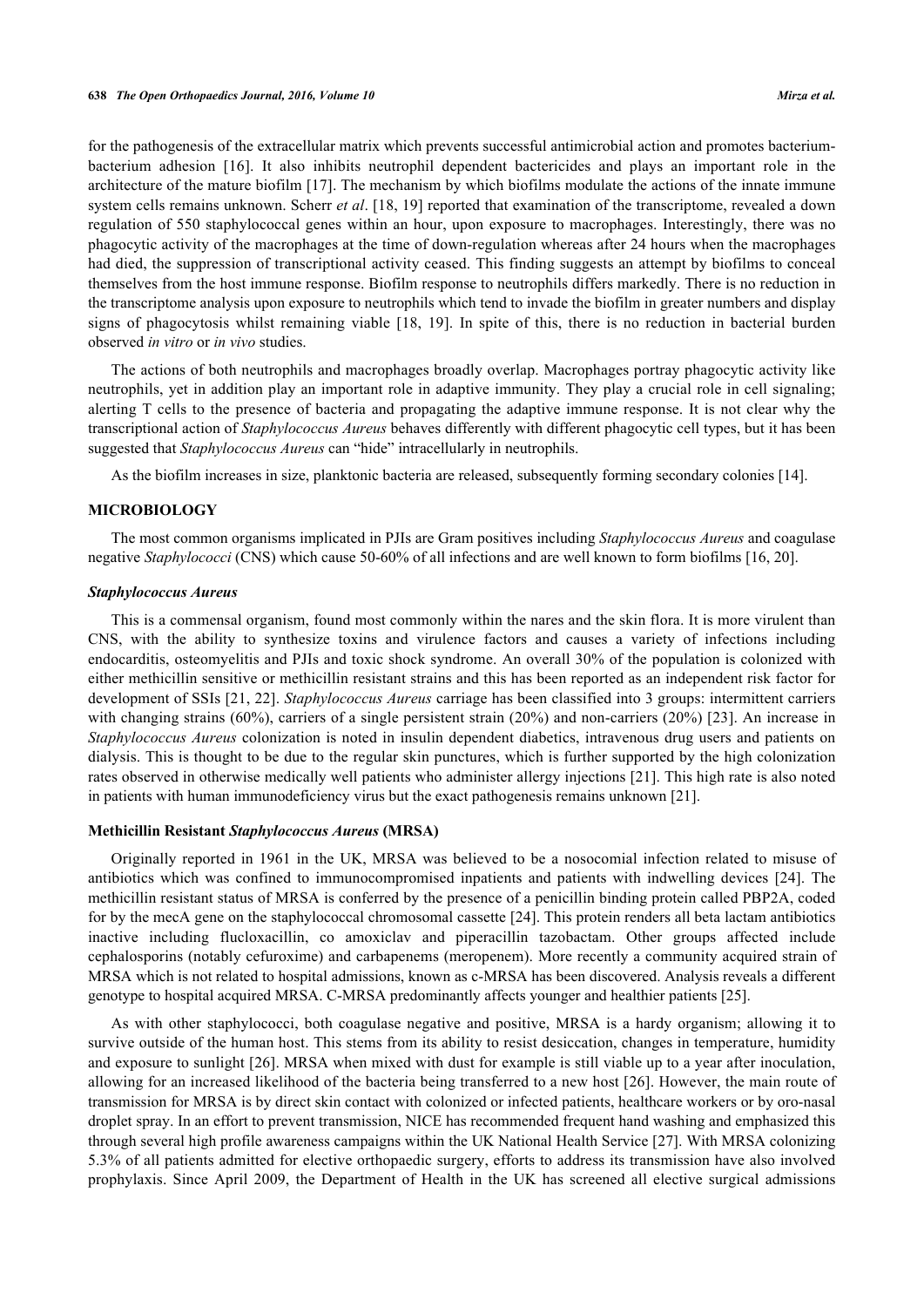for the pathogenesis of the extracellular matrix which prevents successful antimicrobial action and promotes bacterium-bacterium adhesion [16]. It also inhibits neutrophil dependent bactericides and plays an important role in the architecture of the mature biofilm [17]. The mechanism by which biofilms modulate the actions of the innate immune system cells remains unknown. Scherr *et al*. [18, 19] reported that examination of the transcriptome, revealed a down regulation of 550 staphylococcal genes within an hour, upon exposure to macrophages. Interestingly, there was no phagocytic activity of the macrophages at the time of down-regulation whereas after 24 hours when the macrophages had died, the suppression of transcriptional activity ceased. This finding suggests an attempt by biofilms to conceal themselves from the host immune response. Biofilm response to neutrophils differs markedly. There is no reduction in the transcriptome analysis upon exposure to neutrophils which tend to invade the biofilm in greater numbers and display signs of phagocytosis whilst remaining viable [18, 19]. In spite of this, there is no reduction in bacterial burden observed *in vitro* or *in vivo* studies.

The actions of both neutrophils and macrophages broadly overlap. Macrophages portray phagocytic activity like neutrophils, yet in addition play an important role in adaptive immunity. They play a crucial role in cell signaling; alerting T cells to the presence of bacteria and propagating the adaptive immune response. It is not clear why the transcriptional action of *Staphylococcus Aureus* behaves differently with different phagocytic cell types, but it has been suggested that *Staphylococcus Aureus* can "hide" intracellularly in neutrophils.

As the biofilm increases in size, planktonic bacteria are released, subsequently forming secondary colonies [14].

## MICROBIOLOGY

The most common organisms implicated in PJIs are Gram positives including *Staphylococcus Aureus* and coagulase negative *Staphylococci* (CNS) which cause 50-60% of all infections and are well known to form biofilms [16, 20].

### *Staphylococcus Aureus*

This is a commensal organism, found most commonly within the nares and the skin flora. It is more virulent than CNS, with the ability to synthesize toxins and virulence factors and causes a variety of infections including endocarditis, osteomyelitis and PJIs and toxic shock syndrome. An overall 30% of the population is colonized with either methicillin sensitive or methicillin resistant strains and this has been reported as an independent risk factor for development of SSIs [21, 22]. *Staphylococcus Aureus* carriage has been classified into 3 groups: intermittent carriers with changing strains (60%), carriers of a single persistent strain (20%) and non-carriers (20%) [23]. An increase in *Staphylococcus Aureus* colonization is noted in insulin dependent diabetics, intravenous drug users and patients on dialysis. This is thought to be due to the regular skin punctures, which is further supported by the high colonization rates observed in otherwise medically well patients who administer allergy injections [21]. This high rate is also noted in patients with human immunodeficiency virus but the exact pathogenesis remains unknown [21].

#### Methicillin Resistant *Staphylococcus Aureus* (MRSA)

Originally reported in 1961 in the UK, MRSA was believed to be a nosocomial infection related to misuse of antibiotics which was confined to immunocompromised inpatients and patients with indwelling devices [24]. The methicillin resistant status of MRSA is conferred by the presence of a penicillin binding protein called PBP2A, coded for by the mecA gene on the staphylococcal chromosomal cassette [24]. This protein renders all beta lactam antibiotics inactive including flucloxacillin, co amoxiclav and piperacillin tazobactam. Other groups affected include cephalosporins (notably cefuroxime) and carbapenems (meropenem). More recently a community acquired strain of MRSA which is not related to hospital admissions, known as c-MRSA has been discovered. Analysis reveals a different genotype to hospital acquired MRSA. C-MRSA predominantly affects younger and healthier patients [25].

As with other staphylococci, both coagulase negative and positive, MRSA is a hardy organism; allowing it to survive outside of the human host. This stems from its ability to resist desiccation, changes in temperature, humidity and exposure to sunlight [26]. MRSA when mixed with dust for example is still viable up to a year after inoculation, allowing for an increased likelihood of the bacteria being transferred to a new host [26]. However, the main route of transmission for MRSA is by direct skin contact with colonized or infected patients, healthcare workers or by oro-nasal droplet spray. In an effort to prevent transmission, NICE has recommended frequent hand washing and emphasized this through several high profile awareness campaigns within the UK National Health Service [27]. With MRSA colonizing 5.3% of all patients admitted for elective orthopaedic surgery, efforts to address its transmission have also involved prophylaxis. Since April 2009, the Department of Health in the UK has screened all elective surgical admissions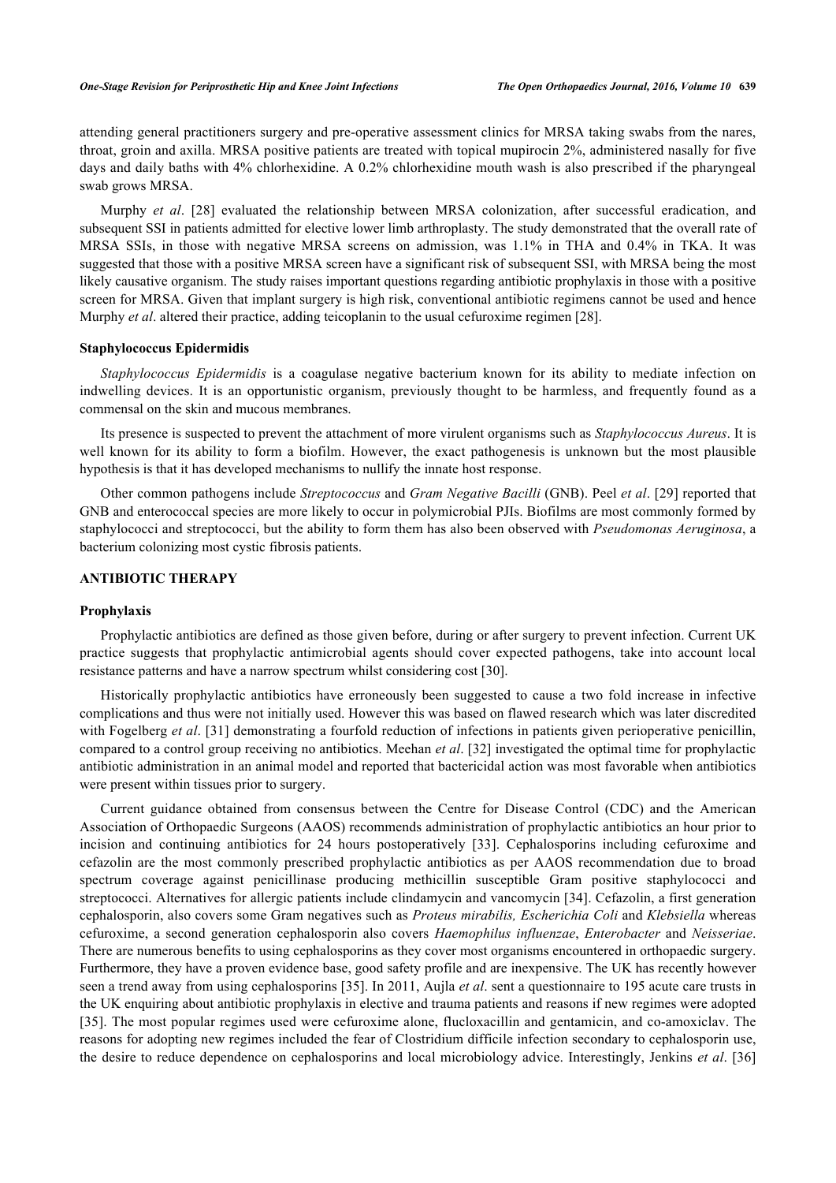attending general practitioners surgery and pre-operative assessment clinics for MRSA taking swabs from the nares, throat, groin and axilla. MRSA positive patients are treated with topical mupirocin 2%, administered nasally for five days and daily baths with 4% chlorhexidine. A 0.2% chlorhexidine mouth wash is also prescribed if the pharyngeal swab grows MRSA.

Murphy *et al*. [28] evaluated the relationship between MRSA colonization, after successful eradication, and subsequent SSI in patients admitted for elective lower limb arthroplasty. The study demonstrated that the overall rate of MRSA SSIs, in those with negative MRSA screens on admission, was 1.1% in THA and 0.4% in TKA. It was suggested that those with a positive MRSA screen have a significant risk of subsequent SSI, with MRSA being the most likely causative organism. The study raises important questions regarding antibiotic prophylaxis in those with a positive screen for MRSA. Given that implant surgery is high risk, conventional antibiotic regimens cannot be used and hence Murphy *et al*. altered their practice, adding teicoplanin to the usual cefuroxime regimen [28].

### Staphylococcus Epidermidis

*Staphylococcus Epidermidis* is a coagulase negative bacterium known for its ability to mediate infection on indwelling devices. It is an opportunistic organism, previously thought to be harmless, and frequently found as a commensal on the skin and mucous membranes.

Its presence is suspected to prevent the attachment of more virulent organisms such as *Staphylococcus Aureus*. It is well known for its ability to form a biofilm. However, the exact pathogenesis is unknown but the most plausible hypothesis is that it has developed mechanisms to nullify the innate host response.

Other common pathogens include *Streptococcus* and *Gram Negative Bacilli* (GNB). Peel *et al*. [29] reported that GNB and enterococcal species are more likely to occur in polymicrobial PJIs. Biofilms are most commonly formed by staphylococci and streptococci, but the ability to form them has also been observed with *Pseudomonas Aeruginosa*, a bacterium colonizing most cystic fibrosis patients.

## ANTIBIOTIC THERAPY

### Prophylaxis

Prophylactic antibiotics are defined as those given before, during or after surgery to prevent infection. Current UK practice suggests that prophylactic antimicrobial agents should cover expected pathogens, take into account local resistance patterns and have a narrow spectrum whilst considering cost [30].

Historically prophylactic antibiotics have erroneously been suggested to cause a two fold increase in infective complications and thus were not initially used. However this was based on flawed research which was later discredited with Fogelberg *et al*. [31] demonstrating a fourfold reduction of infections in patients given perioperative penicillin, compared to a control group receiving no antibiotics. Meehan *et al*. [32] investigated the optimal time for prophylactic antibiotic administration in an animal model and reported that bactericidal action was most favorable when antibiotics were present within tissues prior to surgery.

Current guidance obtained from consensus between the Centre for Disease Control (CDC) and the American Association of Orthopaedic Surgeons (AAOS) recommends administration of prophylactic antibiotics an hour prior to incision and continuing antibiotics for 24 hours postoperatively [33]. Cephalosporins including cefuroxime and cefazolin are the most commonly prescribed prophylactic antibiotics as per AAOS recommendation due to broad spectrum coverage against penicillinase producing methicillin susceptible Gram positive staphylococci and streptococci. Alternatives for allergic patients include clindamycin and vancomycin [34]. Cefazolin, a first generation cephalosporin, also covers some Gram negatives such as *Proteus mirabilis, Escherichia Coli* and *Klebsiella* whereas cefuroxime, a second generation cephalosporin also covers *Haemophilus influenzae*, *Enterobacter* and *Neisseriae*. There are numerous benefits to using cephalosporins as they cover most organisms encountered in orthopaedic surgery. Furthermore, they have a proven evidence base, good safety profile and are inexpensive. The UK has recently however seen a trend away from using cephalosporins [35]. In 2011, Aujla *et al*. sent a questionnaire to 195 acute care trusts in the UK enquiring about antibiotic prophylaxis in elective and trauma patients and reasons if new regimes were adopted [35]. The most popular regimes used were cefuroxime alone, flucloxacillin and gentamicin, and co-amoxiclav. The reasons for adopting new regimes included the fear of Clostridium difficile infection secondary to cephalosporin use, the desire to reduce dependence on cephalosporins and local microbiology advice. Interestingly, Jenkins *et al*. [36]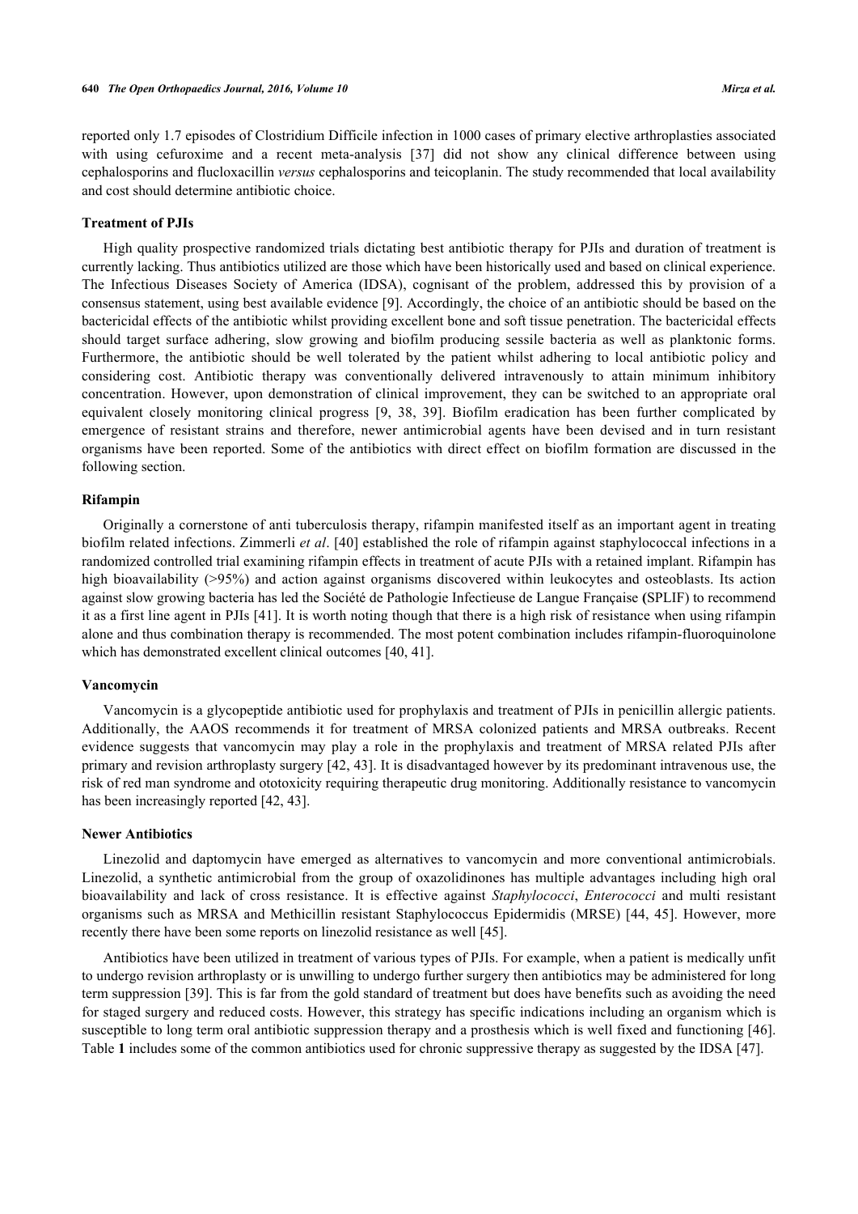reported only 1.7 episodes of Clostridium Difficile infection in 1000 cases of primary elective arthroplasties associated with using cefuroxime and a recent meta-analysis [37] did not show any clinical difference between using cephalosporins and flucloxacillin *versus* cephalosporins and teicoplanin. The study recommended that local availability and cost should determine antibiotic choice.

### Treatment of PJIs

High quality prospective randomized trials dictating best antibiotic therapy for PJIs and duration of treatment is currently lacking. Thus antibiotics utilized are those which have been historically used and based on clinical experience. The Infectious Diseases Society of America (IDSA), cognisant of the problem, addressed this by provision of a consensus statement, using best available evidence [9]. Accordingly, the choice of an antibiotic should be based on the bactericidal effects of the antibiotic whilst providing excellent bone and soft tissue penetration. The bactericidal effects should target surface adhering, slow growing and biofilm producing sessile bacteria as well as planktonic forms. Furthermore, the antibiotic should be well tolerated by the patient whilst adhering to local antibiotic policy and considering cost. Antibiotic therapy was conventionally delivered intravenously to attain minimum inhibitory concentration. However, upon demonstration of clinical improvement, they can be switched to an appropriate oral equivalent closely monitoring clinical progress [9, 38, 39]. Biofilm eradication has been further complicated by emergence of resistant strains and therefore, newer antimicrobial agents have been devised and in turn resistant organisms have been reported. Some of the antibiotics with direct effect on biofilm formation are discussed in the following section.

### Rifampin

Originally a cornerstone of anti tuberculosis therapy, rifampin manifested itself as an important agent in treating biofilm related infections. Zimmerli *et al*. [40] established the role of rifampin against staphylococcal infections in a randomized controlled trial examining rifampin effects in treatment of acute PJIs with a retained implant. Rifampin has high bioavailability (>95%) and action against organisms discovered within leukocytes and osteoblasts. Its action against slow growing bacteria has led the Société de Pathologie Infectieuse de Langue Française **(**SPLIF) to recommend it as a first line agent in PJIs [41]. It is worth noting though that there is a high risk of resistance when using rifampin alone and thus combination therapy is recommended. The most potent combination includes rifampin-fluoroquinolone which has demonstrated excellent clinical outcomes [40, 41].

### Vancomycin

Vancomycin is a glycopeptide antibiotic used for prophylaxis and treatment of PJIs in penicillin allergic patients. Additionally, the AAOS recommends it for treatment of MRSA colonized patients and MRSA outbreaks. Recent evidence suggests that vancomycin may play a role in the prophylaxis and treatment of MRSA related PJIs after primary and revision arthroplasty surgery [42, 43]. It is disadvantaged however by its predominant intravenous use, the risk of red man syndrome and ototoxicity requiring therapeutic drug monitoring. Additionally resistance to vancomycin has been increasingly reported [42, 43].

### Newer Antibiotics

Linezolid and daptomycin have emerged as alternatives to vancomycin and more conventional antimicrobials. Linezolid, a synthetic antimicrobial from the group of oxazolidinones has multiple advantages including high oral bioavailability and lack of cross resistance. It is effective against *Staphylococci*, *Enterococci* and multi resistant organisms such as MRSA and Methicillin resistant Staphylococcus Epidermidis (MRSE) [44, 45]. However, more recently there have been some reports on linezolid resistance as well [45].

Antibiotics have been utilized in treatment of various types of PJIs. For example, when a patient is medically unfit to undergo revision arthroplasty or is unwilling to undergo further surgery then antibiotics may be administered for long term suppression [39]. This is far from the gold standard of treatment but does have benefits such as avoiding the need for staged surgery and reduced costs. However, this strategy has specific indications including an organism which is susceptible to long term oral antibiotic suppression therapy and a prosthesis which is well fixed and functioning [46]. Table **1** includes some of the common antibiotics used for chronic suppressive therapy as suggested by the IDSA [47].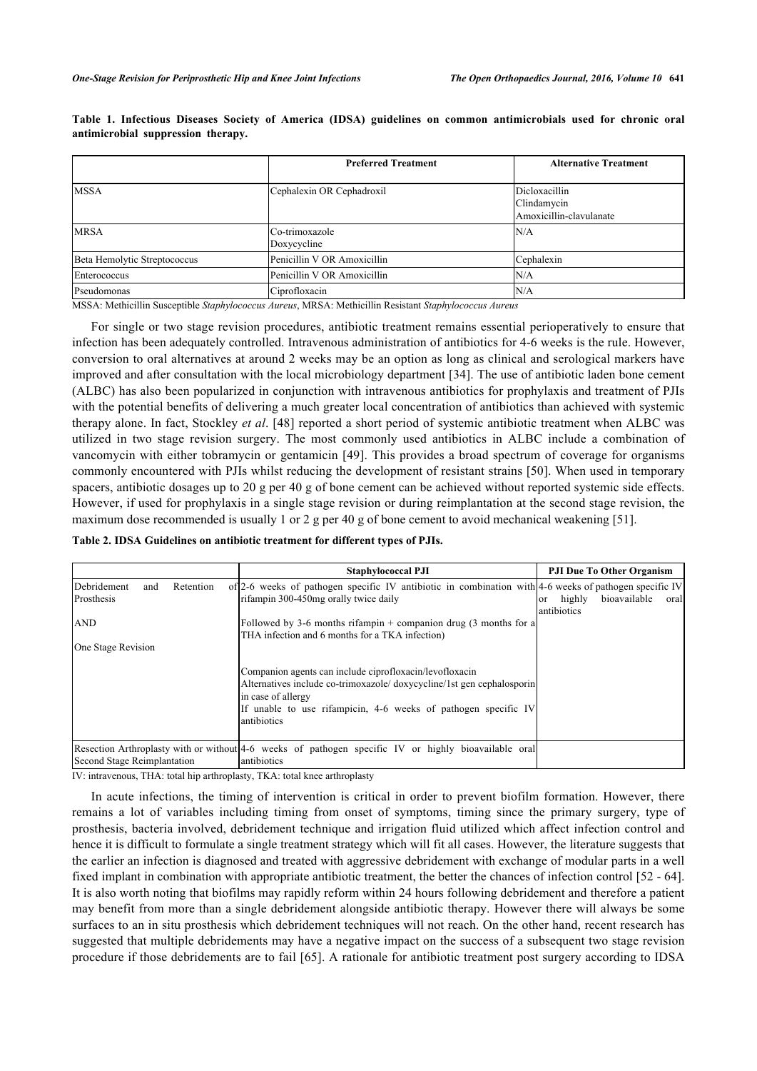**Table 1. Infectious Diseases Society of America (IDSA) guidelines on common antimicrobials used for chronic oral antimicrobial suppression therapy.**

| | Preferred Treatment | Alternative Treatment |
|---|---|---|
| MSSA | Cephalexin OR Cephadroxil | Dicloxacillin<br>Clindamycin<br>Amoxicillin-clavulanate |
| MRSA | Co-trimoxazole<br>Doxycycline | N/A |
| Beta Hemolytic Streptococcus | Penicillin V OR Amoxicillin | Cephalexin |
| Enterococcus | Penicillin V OR Amoxicillin | N/A |
| Pseudomonas | Ciprofloxacin | N/A |

MSSA: Methicillin Susceptible *Staphylococcus Aureus*, MRSA: Methicillin Resistant *Staphylococcus Aureus*

For single or two stage revision procedures, antibiotic treatment remains essential perioperatively to ensure that infection has been adequately controlled. Intravenous administration of antibiotics for 4-6 weeks is the rule. However, conversion to oral alternatives at around 2 weeks may be an option as long as clinical and serological markers have improved and after consultation with the local microbiology department [34]. The use of antibiotic laden bone cement (ALBC) has also been popularized in conjunction with intravenous antibiotics for prophylaxis and treatment of PJIs with the potential benefits of delivering a much greater local concentration of antibiotics than achieved with systemic therapy alone. In fact, Stockley *et al*. [48] reported a short period of systemic antibiotic treatment when ALBC was utilized in two stage revision surgery. The most commonly used antibiotics in ALBC include a combination of vancomycin with either tobramycin or gentamicin [49]. This provides a broad spectrum of coverage for organisms commonly encountered with PJIs whilst reducing the development of resistant strains [50]. When used in temporary spacers, antibiotic dosages up to 20 g per 40 g of bone cement can be achieved without reported systemic side effects. However, if used for prophylaxis in a single stage revision or during reimplantation at the second stage revision, the maximum dose recommended is usually 1 or 2 g per 40 g of bone cement to avoid mechanical weakening [51].

**Table 2. IDSA Guidelines on antibiotic treatment for different types of PJIs.**

| | Staphylococcal PJI | PJI Due To Other Organism |
|---|---|---|
| Debridement and Retention of Prosthesis<br><br>AND<br><br>One Stage Revision | 2-6 weeks of pathogen specific IV antibiotic in combination with rifampin 300-450mg orally twice daily<br><br>Followed by 3-6 months rifampin + companion drug (3 months for a THA infection and 6 months for a TKA infection)<br><br>Companion agents can include ciprofloxacin/levofloxacin<br>Alternatives include co-trimoxazole/ doxycycline/1st gen cephalosporin in case of allergy<br>If unable to use rifampicin, 4-6 weeks of pathogen specific IV antibiotics | 4-6 weeks of pathogen specific IV or highly bioavailable oral antibiotics |
| Resection Arthroplasty with or without Second Stage Reimplantation | 4-6 weeks of pathogen specific IV or highly bioavailable oral antibiotics | |

IV: intravenous, THA: total hip arthroplasty, TKA: total knee arthroplasty

In acute infections, the timing of intervention is critical in order to prevent biofilm formation. However, there remains a lot of variables including timing from onset of symptoms, timing since the primary surgery, type of prosthesis, bacteria involved, debridement technique and irrigation fluid utilized which affect infection control and hence it is difficult to formulate a single treatment strategy which will fit all cases. However, the literature suggests that the earlier an infection is diagnosed and treated with aggressive debridement with exchange of modular parts in a well fixed implant in combination with appropriate antibiotic treatment, the better the chances of infection control [52 - 64]. It is also worth noting that biofilms may rapidly reform within 24 hours following debridement and therefore a patient may benefit from more than a single debridement alongside antibiotic therapy. However there will always be some surfaces to an in situ prosthesis which debridement techniques will not reach. On the other hand, recent research has suggested that multiple debridements may have a negative impact on the success of a subsequent two stage revision procedure if those debridements are to fail [65]. A rationale for antibiotic treatment post surgery according to IDSA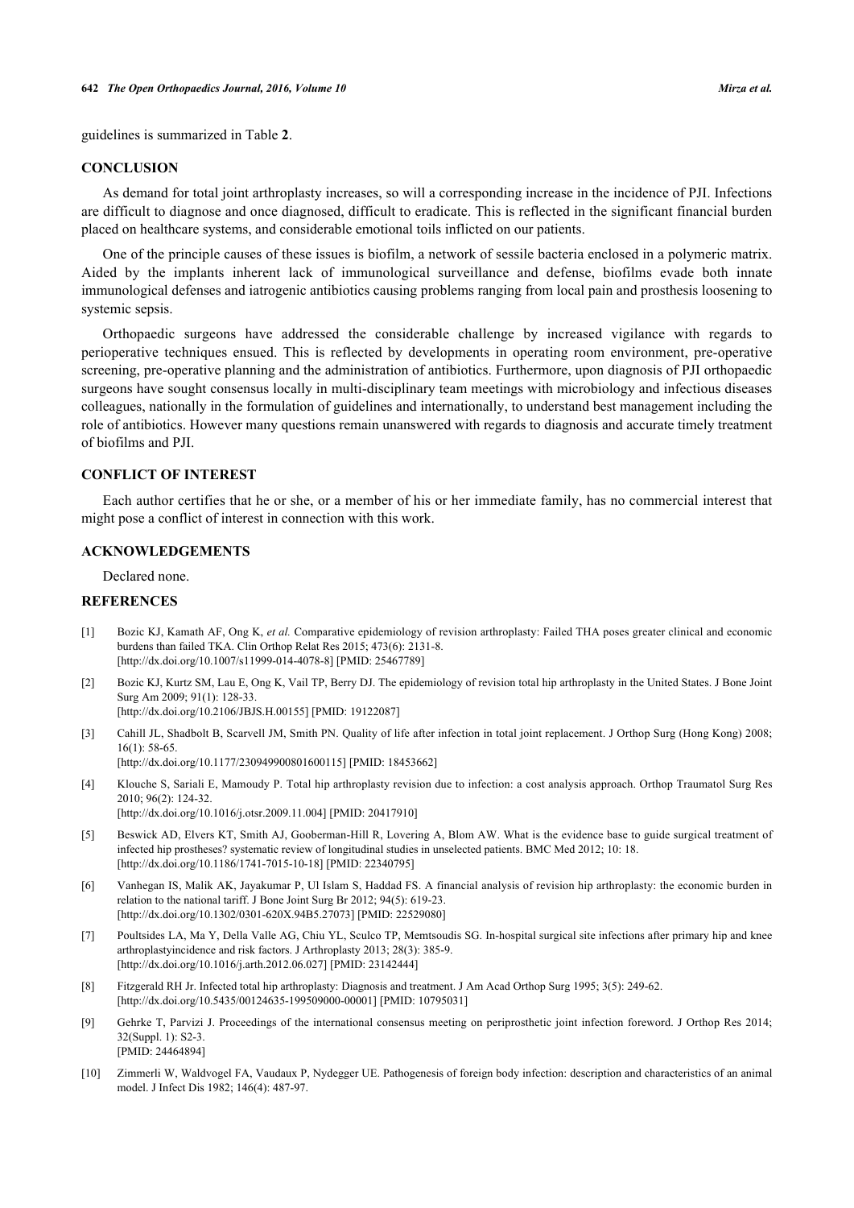guidelines is summarized in Table **2**.

## CONCLUSION

As demand for total joint arthroplasty increases, so will a corresponding increase in the incidence of PJI. Infections are difficult to diagnose and once diagnosed, difficult to eradicate. This is reflected in the significant financial burden placed on healthcare systems, and considerable emotional toils inflicted on our patients.

One of the principle causes of these issues is biofilm, a network of sessile bacteria enclosed in a polymeric matrix. Aided by the implants inherent lack of immunological surveillance and defense, biofilms evade both innate immunological defenses and iatrogenic antibiotics causing problems ranging from local pain and prosthesis loosening to systemic sepsis.

Orthopaedic surgeons have addressed the considerable challenge by increased vigilance with regards to perioperative techniques ensued. This is reflected by developments in operating room environment, pre-operative screening, pre-operative planning and the administration of antibiotics. Furthermore, upon diagnosis of PJI orthopaedic surgeons have sought consensus locally in multi-disciplinary team meetings with microbiology and infectious diseases colleagues, nationally in the formulation of guidelines and internationally, to understand best management including the role of antibiotics. However many questions remain unanswered with regards to diagnosis and accurate timely treatment of biofilms and PJI.

## CONFLICT OF INTEREST

Each author certifies that he or she, or a member of his or her immediate family, has no commercial interest that might pose a conflict of interest in connection with this work.

## ACKNOWLEDGEMENTS

Declared none.

## REFERENCES

[1] Bozic KJ, Kamath AF, Ong K, *et al.* Comparative epidemiology of revision arthroplasty: Failed THA poses greater clinical and economic burdens than failed TKA. Clin Orthop Relat Res 2015; 473(6): 2131-8.
[http://dx.doi.org/10.1007/s11999-014-4078-8] [PMID: 25467789]

[2] Bozic KJ, Kurtz SM, Lau E, Ong K, Vail TP, Berry DJ. The epidemiology of revision total hip arthroplasty in the United States. J Bone Joint Surg Am 2009; 91(1): 128-33.
[http://dx.doi.org/10.2106/JBJS.H.00155] [PMID: 19122087]

[3] Cahill JL, Shadbolt B, Scarvell JM, Smith PN. Quality of life after infection in total joint replacement. J Orthop Surg (Hong Kong) 2008; 16(1): 58-65.
[http://dx.doi.org/10.1177/230949900801600115] [PMID: 18453662]

[4] Klouche S, Sariali E, Mamoudy P. Total hip arthroplasty revision due to infection: a cost analysis approach. Orthop Traumatol Surg Res 2010; 96(2): 124-32.
[http://dx.doi.org/10.1016/j.otsr.2009.11.004] [PMID: 20417910]

[5] Beswick AD, Elvers KT, Smith AJ, Gooberman-Hill R, Lovering A, Blom AW. What is the evidence base to guide surgical treatment of infected hip prostheses? systematic review of longitudinal studies in unselected patients. BMC Med 2012; 10: 18.
[http://dx.doi.org/10.1186/1741-7015-10-18] [PMID: 22340795]

[6] Vanhegan IS, Malik AK, Jayakumar P, Ul Islam S, Haddad FS. A financial analysis of revision hip arthroplasty: the economic burden in relation to the national tariff. J Bone Joint Surg Br 2012; 94(5): 619-23.
[http://dx.doi.org/10.1302/0301-620X.94B5.27073] [PMID: 22529080]

[7] Poultsides LA, Ma Y, Della Valle AG, Chiu YL, Sculco TP, Memtsoudis SG. In-hospital surgical site infections after primary hip and knee arthroplastyincidence and risk factors. J Arthroplasty 2013; 28(3): 385-9.
[http://dx.doi.org/10.1016/j.arth.2012.06.027] [PMID: 23142444]

[8] Fitzgerald RH Jr. Infected total hip arthroplasty: Diagnosis and treatment. J Am Acad Orthop Surg 1995; 3(5): 249-62.
[http://dx.doi.org/10.5435/00124635-199509000-00001] [PMID: 10795031]

[9] Gehrke T, Parvizi J. Proceedings of the international consensus meeting on periprosthetic joint infection foreword. J Orthop Res 2014; 32(Suppl. 1): S2-3.
[PMID: 24464894]

[10] Zimmerli W, Waldvogel FA, Vaudaux P, Nydegger UE. Pathogenesis of foreign body infection: description and characteristics of an animal model. J Infect Dis 1982; 146(4): 487-97.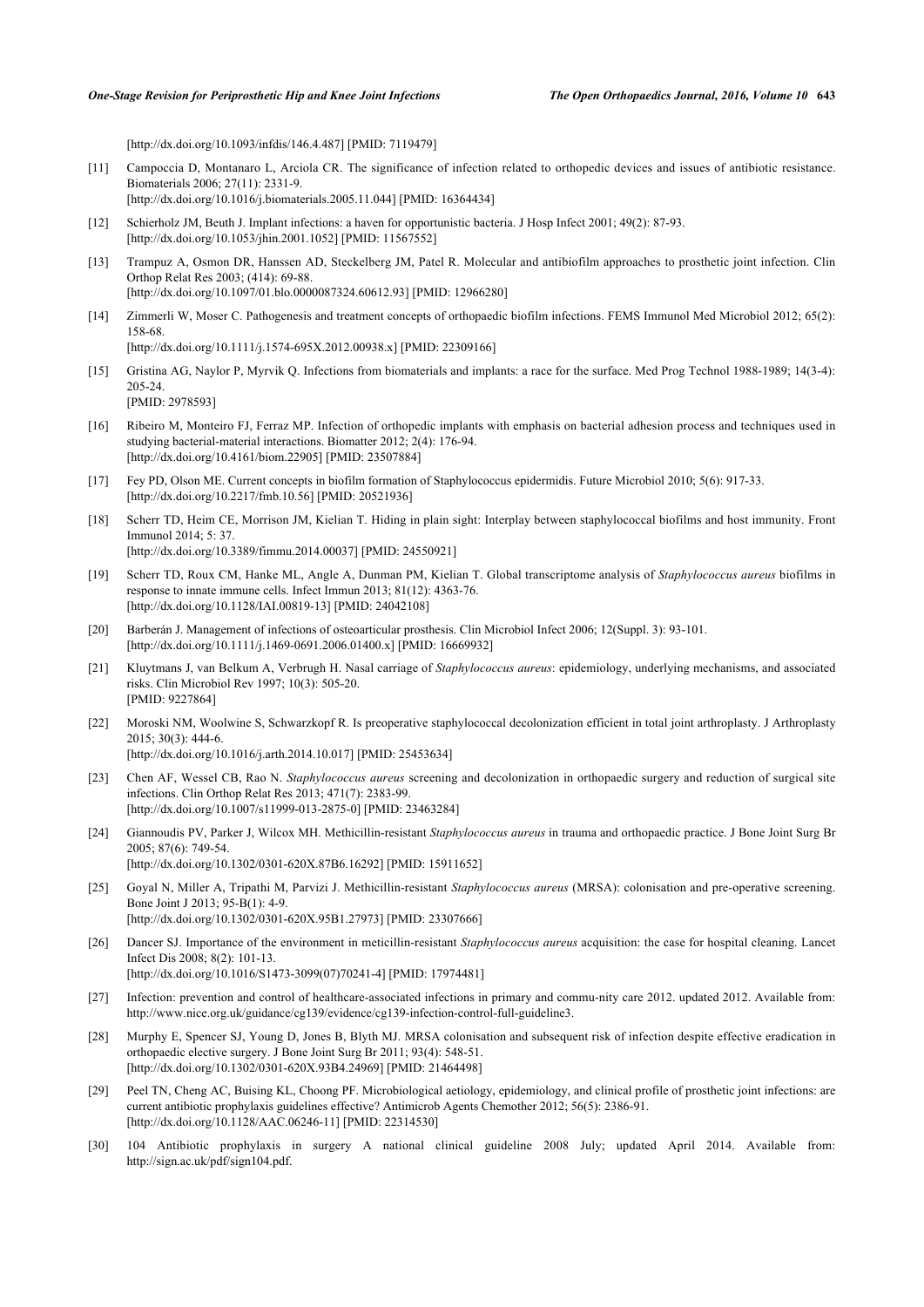[http://dx.doi.org/10.1093/infdis/146.4.487] [PMID: 7119479]

[11] Campoccia D, Montanaro L, Arciola CR. The significance of infection related to orthopedic devices and issues of antibiotic resistance. Biomaterials 2006; 27(11): 2331-9.
[http://dx.doi.org/10.1016/j.biomaterials.2005.11.044] [PMID: 16364434]

[12] Schierholz JM, Beuth J. Implant infections: a haven for opportunistic bacteria. J Hosp Infect 2001; 49(2): 87-93.
[http://dx.doi.org/10.1053/jhin.2001.1052] [PMID: 11567552]

[13] Trampuz A, Osmon DR, Hanssen AD, Steckelberg JM, Patel R. Molecular and antibiofilm approaches to prosthetic joint infection. Clin Orthop Relat Res 2003; (414): 69-88.
[http://dx.doi.org/10.1097/01.blo.0000087324.60612.93] [PMID: 12966280]

[14] Zimmerli W, Moser C. Pathogenesis and treatment concepts of orthopaedic biofilm infections. FEMS Immunol Med Microbiol 2012; 65(2): 158-68.
[http://dx.doi.org/10.1111/j.1574-695X.2012.00938.x] [PMID: 22309166]

[15] Gristina AG, Naylor P, Myrvik Q. Infections from biomaterials and implants: a race for the surface. Med Prog Technol 1988-1989; 14(3-4): 205-24.
[PMID: 2978593]

[16] Ribeiro M, Monteiro FJ, Ferraz MP. Infection of orthopedic implants with emphasis on bacterial adhesion process and techniques used in studying bacterial-material interactions. Biomatter 2012; 2(4): 176-94.
[http://dx.doi.org/10.4161/biom.22905] [PMID: 23507884]

[17] Fey PD, Olson ME. Current concepts in biofilm formation of Staphylococcus epidermidis. Future Microbiol 2010; 5(6): 917-33.
[http://dx.doi.org/10.2217/fmb.10.56] [PMID: 20521936]

[18] Scherr TD, Heim CE, Morrison JM, Kielian T. Hiding in plain sight: Interplay between staphylococcal biofilms and host immunity. Front Immunol 2014; 5: 37.
[http://dx.doi.org/10.3389/fimmu.2014.00037] [PMID: 24550921]

[19] Scherr TD, Roux CM, Hanke ML, Angle A, Dunman PM, Kielian T. Global transcriptome analysis of *Staphylococcus aureus* biofilms in response to innate immune cells. Infect Immun 2013; 81(12): 4363-76.
[http://dx.doi.org/10.1128/IAI.00819-13] [PMID: 24042108]

[20] Barberán J. Management of infections of osteoarticular prosthesis. Clin Microbiol Infect 2006; 12(Suppl. 3): 93-101.
[http://dx.doi.org/10.1111/j.1469-0691.2006.01400.x] [PMID: 16669932]

[21] Kluytmans J, van Belkum A, Verbrugh H. Nasal carriage of *Staphylococcus aureus*: epidemiology, underlying mechanisms, and associated risks. Clin Microbiol Rev 1997; 10(3): 505-20.
[PMID: 9227864]

[22] Moroski NM, Woolwine S, Schwarzkopf R. Is preoperative staphylococcal decolonization efficient in total joint arthroplasty. J Arthroplasty 2015; 30(3): 444-6.
[http://dx.doi.org/10.1016/j.arth.2014.10.017] [PMID: 25453634]

[23] Chen AF, Wessel CB, Rao N. *Staphylococcus aureus* screening and decolonization in orthopaedic surgery and reduction of surgical site infections. Clin Orthop Relat Res 2013; 471(7): 2383-99.
[http://dx.doi.org/10.1007/s11999-013-2875-0] [PMID: 23463284]

[24] Giannoudis PV, Parker J, Wilcox MH. Methicillin-resistant *Staphylococcus aureus* in trauma and orthopaedic practice. J Bone Joint Surg Br 2005; 87(6): 749-54.
[http://dx.doi.org/10.1302/0301-620X.87B6.16292] [PMID: 15911652]

[25] Goyal N, Miller A, Tripathi M, Parvizi J. Methicillin-resistant *Staphylococcus aureus* (MRSA): colonisation and pre-operative screening. Bone Joint J 2013; 95-B(1): 4-9.
[http://dx.doi.org/10.1302/0301-620X.95B1.27973] [PMID: 23307666]

[26] Dancer SJ. Importance of the environment in meticillin-resistant *Staphylococcus aureus* acquisition: the case for hospital cleaning. Lancet Infect Dis 2008; 8(2): 101-13.
[http://dx.doi.org/10.1016/S1473-3099(07)70241-4] [PMID: 17974481]

[27] Infection: prevention and control of healthcare-associated infections in primary and commu-nity care 2012. updated 2012. Available from: http://www.nice.org.uk/guidance/cg139/evidence/cg139-infection-control-full-guideline3.

[28] Murphy E, Spencer SJ, Young D, Jones B, Blyth MJ. MRSA colonisation and subsequent risk of infection despite effective eradication in orthopaedic elective surgery. J Bone Joint Surg Br 2011; 93(4): 548-51.
[http://dx.doi.org/10.1302/0301-620X.93B4.24969] [PMID: 21464498]

[29] Peel TN, Cheng AC, Buising KL, Choong PF. Microbiological aetiology, epidemiology, and clinical profile of prosthetic joint infections: are current antibiotic prophylaxis guidelines effective? Antimicrob Agents Chemother 2012; 56(5): 2386-91.
[http://dx.doi.org/10.1128/AAC.06246-11] [PMID: 22314530]

[30] 104 Antibiotic prophylaxis in surgery A national clinical guideline 2008 July; updated April 2014. Available from: http://sign.ac.uk/pdf/sign104.pdf.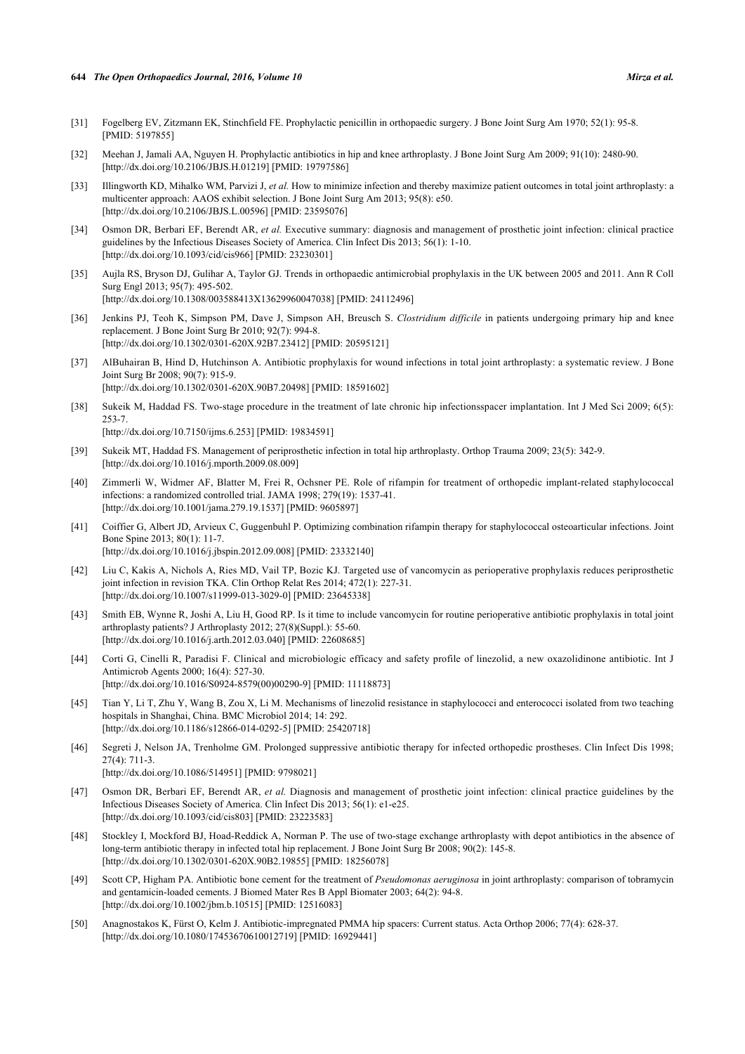[31] Fogelberg EV, Zitzmann EK, Stinchfield FE. Prophylactic penicillin in orthopaedic surgery. J Bone Joint Surg Am 1970; 52(1): 95-8. [PMID: 5197855]

[32] Meehan J, Jamali AA, Nguyen H. Prophylactic antibiotics in hip and knee arthroplasty. J Bone Joint Surg Am 2009; 91(10): 2480-90. [http://dx.doi.org/10.2106/JBJS.H.01219] [PMID: 19797586]

[33] Illingworth KD, Mihalko WM, Parvizi J, *et al.* How to minimize infection and thereby maximize patient outcomes in total joint arthroplasty: a multicenter approach: AAOS exhibit selection. J Bone Joint Surg Am 2013; 95(8): e50. [http://dx.doi.org/10.2106/JBJS.L.00596] [PMID: 23595076]

[34] Osmon DR, Berbari EF, Berendt AR, *et al.* Executive summary: diagnosis and management of prosthetic joint infection: clinical practice guidelines by the Infectious Diseases Society of America. Clin Infect Dis 2013; 56(1): 1-10. [http://dx.doi.org/10.1093/cid/cis966] [PMID: 23230301]

[35] Aujla RS, Bryson DJ, Gulihar A, Taylor GJ. Trends in orthopaedic antimicrobial prophylaxis in the UK between 2005 and 2011. Ann R Coll Surg Engl 2013; 95(7): 495-502. [http://dx.doi.org/10.1308/003588413X13629960047038] [PMID: 24112496]

[36] Jenkins PJ, Teoh K, Simpson PM, Dave J, Simpson AH, Breusch S. *Clostridium difficile* in patients undergoing primary hip and knee replacement. J Bone Joint Surg Br 2010; 92(7): 994-8. [http://dx.doi.org/10.1302/0301-620X.92B7.23412] [PMID: 20595121]

[37] AlBuhairan B, Hind D, Hutchinson A. Antibiotic prophylaxis for wound infections in total joint arthroplasty: a systematic review. J Bone Joint Surg Br 2008; 90(7): 915-9. [http://dx.doi.org/10.1302/0301-620X.90B7.20498] [PMID: 18591602]

[38] Sukeik M, Haddad FS. Two-stage procedure in the treatment of late chronic hip infectionsspacer implantation. Int J Med Sci 2009; 6(5): 253-7. [http://dx.doi.org/10.7150/ijms.6.253] [PMID: 19834591]

[39] Sukeik MT, Haddad FS. Management of periprosthetic infection in total hip arthroplasty. Orthop Trauma 2009; 23(5): 342-9. [http://dx.doi.org/10.1016/j.mporth.2009.08.009]

[40] Zimmerli W, Widmer AF, Blatter M, Frei R, Ochsner PE. Role of rifampin for treatment of orthopedic implant-related staphylococcal infections: a randomized controlled trial. JAMA 1998; 279(19): 1537-41. [http://dx.doi.org/10.1001/jama.279.19.1537] [PMID: 9605897]

[41] Coiffier G, Albert JD, Arvieux C, Guggenbuhl P. Optimizing combination rifampin therapy for staphylococcal osteoarticular infections. Joint Bone Spine 2013; 80(1): 11-7. [http://dx.doi.org/10.1016/j.jbspin.2012.09.008] [PMID: 23332140]

[42] Liu C, Kakis A, Nichols A, Ries MD, Vail TP, Bozic KJ. Targeted use of vancomycin as perioperative prophylaxis reduces periprosthetic joint infection in revision TKA. Clin Orthop Relat Res 2014; 472(1): 227-31. [http://dx.doi.org/10.1007/s11999-013-3029-0] [PMID: 23645338]

[43] Smith EB, Wynne R, Joshi A, Liu H, Good RP. Is it time to include vancomycin for routine perioperative antibiotic prophylaxis in total joint arthroplasty patients? J Arthroplasty 2012; 27(8)(Suppl.): 55-60. [http://dx.doi.org/10.1016/j.arth.2012.03.040] [PMID: 22608685]

[44] Corti G, Cinelli R, Paradisi F. Clinical and microbiologic efficacy and safety profile of linezolid, a new oxazolidinone antibiotic. Int J Antimicrob Agents 2000; 16(4): 527-30. [http://dx.doi.org/10.1016/S0924-8579(00)00290-9] [PMID: 11118873]

[45] Tian Y, Li T, Zhu Y, Wang B, Zou X, Li M. Mechanisms of linezolid resistance in staphylococci and enterococci isolated from two teaching hospitals in Shanghai, China. BMC Microbiol 2014; 14: 292. [http://dx.doi.org/10.1186/s12866-014-0292-5] [PMID: 25420718]

[46] Segreti J, Nelson JA, Trenholme GM. Prolonged suppressive antibiotic therapy for infected orthopedic prostheses. Clin Infect Dis 1998; 27(4): 711-3. [http://dx.doi.org/10.1086/514951] [PMID: 9798021]

[47] Osmon DR, Berbari EF, Berendt AR, *et al.* Diagnosis and management of prosthetic joint infection: clinical practice guidelines by the Infectious Diseases Society of America. Clin Infect Dis 2013; 56(1): e1-e25. [http://dx.doi.org/10.1093/cid/cis803] [PMID: 23223583]

[48] Stockley I, Mockford BJ, Hoad-Reddick A, Norman P. The use of two-stage exchange arthroplasty with depot antibiotics in the absence of long-term antibiotic therapy in infected total hip replacement. J Bone Joint Surg Br 2008; 90(2): 145-8. [http://dx.doi.org/10.1302/0301-620X.90B2.19855] [PMID: 18256078]

[49] Scott CP, Higham PA. Antibiotic bone cement for the treatment of *Pseudomonas aeruginosa* in joint arthroplasty: comparison of tobramycin and gentamicin-loaded cements. J Biomed Mater Res B Appl Biomater 2003; 64(2): 94-8. [http://dx.doi.org/10.1002/jbm.b.10515] [PMID: 12516083]

[50] Anagnostakos K, Fürst O, Kelm J. Antibiotic-impregnated PMMA hip spacers: Current status. Acta Orthop 2006; 77(4): 628-37. [http://dx.doi.org/10.1080/17453670610012719] [PMID: 16929441]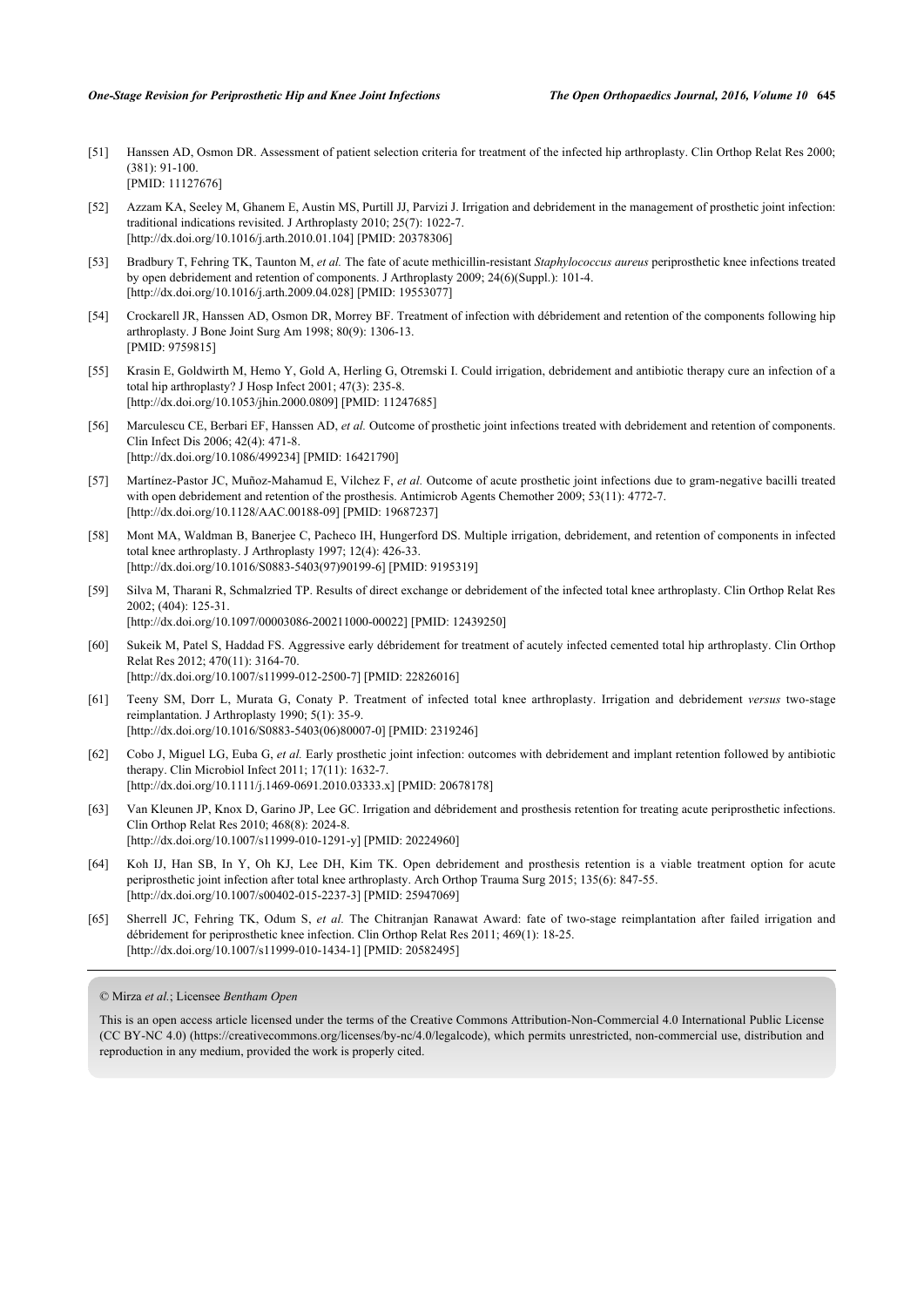[51] Hanssen AD, Osmon DR. Assessment of patient selection criteria for treatment of the infected hip arthroplasty. Clin Orthop Relat Res 2000; (381): 91-100.
[PMID: 11127676]

[52] Azzam KA, Seeley M, Ghanem E, Austin MS, Purtill JJ, Parvizi J. Irrigation and debridement in the management of prosthetic joint infection: traditional indications revisited. J Arthroplasty 2010; 25(7): 1022-7.
[http://dx.doi.org/10.1016/j.arth.2010.01.104] [PMID: 20378306]

[53] Bradbury T, Fehring TK, Taunton M, *et al.* The fate of acute methicillin-resistant *Staphylococcus aureus* periprosthetic knee infections treated by open debridement and retention of components. J Arthroplasty 2009; 24(6)(Suppl.): 101-4.
[http://dx.doi.org/10.1016/j.arth.2009.04.028] [PMID: 19553077]

[54] Crockarell JR, Hanssen AD, Osmon DR, Morrey BF. Treatment of infection with débridement and retention of the components following hip arthroplasty. J Bone Joint Surg Am 1998; 80(9): 1306-13.
[PMID: 9759815]

[55] Krasin E, Goldwirth M, Hemo Y, Gold A, Herling G, Otremski I. Could irrigation, debridement and antibiotic therapy cure an infection of a total hip arthroplasty? J Hosp Infect 2001; 47(3): 235-8.
[http://dx.doi.org/10.1053/jhin.2000.0809] [PMID: 11247685]

[56] Marculescu CE, Berbari EF, Hanssen AD, *et al.* Outcome of prosthetic joint infections treated with debridement and retention of components. Clin Infect Dis 2006; 42(4): 471-8.
[http://dx.doi.org/10.1086/499234] [PMID: 16421790]

[57] Martínez-Pastor JC, Muñoz-Mahamud E, Vilchez F, *et al.* Outcome of acute prosthetic joint infections due to gram-negative bacilli treated with open debridement and retention of the prosthesis. Antimicrob Agents Chemother 2009; 53(11): 4772-7.
[http://dx.doi.org/10.1128/AAC.00188-09] [PMID: 19687237]

[58] Mont MA, Waldman B, Banerjee C, Pacheco IH, Hungerford DS. Multiple irrigation, debridement, and retention of components in infected total knee arthroplasty. J Arthroplasty 1997; 12(4): 426-33.
[http://dx.doi.org/10.1016/S0883-5403(97)90199-6] [PMID: 9195319]

[59] Silva M, Tharani R, Schmalzried TP. Results of direct exchange or debridement of the infected total knee arthroplasty. Clin Orthop Relat Res 2002; (404): 125-31.
[http://dx.doi.org/10.1097/00003086-200211000-00022] [PMID: 12439250]

[60] Sukeik M, Patel S, Haddad FS. Aggressive early débridement for treatment of acutely infected cemented total hip arthroplasty. Clin Orthop Relat Res 2012; 470(11): 3164-70.
[http://dx.doi.org/10.1007/s11999-012-2500-7] [PMID: 22826016]

[61] Teeny SM, Dorr L, Murata G, Conaty P. Treatment of infected total knee arthroplasty. Irrigation and debridement *versus* two-stage reimplantation. J Arthroplasty 1990; 5(1): 35-9.
[http://dx.doi.org/10.1016/S0883-5403(06)80007-0] [PMID: 2319246]

[62] Cobo J, Miguel LG, Euba G, *et al.* Early prosthetic joint infection: outcomes with debridement and implant retention followed by antibiotic therapy. Clin Microbiol Infect 2011; 17(11): 1632-7.
[http://dx.doi.org/10.1111/j.1469-0691.2010.03333.x] [PMID: 20678178]

[63] Van Kleunen JP, Knox D, Garino JP, Lee GC. Irrigation and débridement and prosthesis retention for treating acute periprosthetic infections. Clin Orthop Relat Res 2010; 468(8): 2024-8.
[http://dx.doi.org/10.1007/s11999-010-1291-y] [PMID: 20224960]

[64] Koh IJ, Han SB, In Y, Oh KJ, Lee DH, Kim TK. Open debridement and prosthesis retention is a viable treatment option for acute periprosthetic joint infection after total knee arthroplasty. Arch Orthop Trauma Surg 2015; 135(6): 847-55.
[http://dx.doi.org/10.1007/s00402-015-2237-3] [PMID: 25947069]

[65] Sherrell JC, Fehring TK, Odum S, *et al.* The Chitranjan Ranawat Award: fate of two-stage reimplantation after failed irrigation and débridement for periprosthetic knee infection. Clin Orthop Relat Res 2011; 469(1): 18-25.
[http://dx.doi.org/10.1007/s11999-010-1434-1] [PMID: 20582495]

© Mirza *et al.*; Licensee *Bentham Open*

This is an open access article licensed under the terms of the Creative Commons Attribution-Non-Commercial 4.0 International Public License (CC BY-NC 4.0) (https://creativecommons.org/licenses/by-nc/4.0/legalcode), which permits unrestricted, non-commercial use, distribution and reproduction in any medium, provided the work is properly cited.